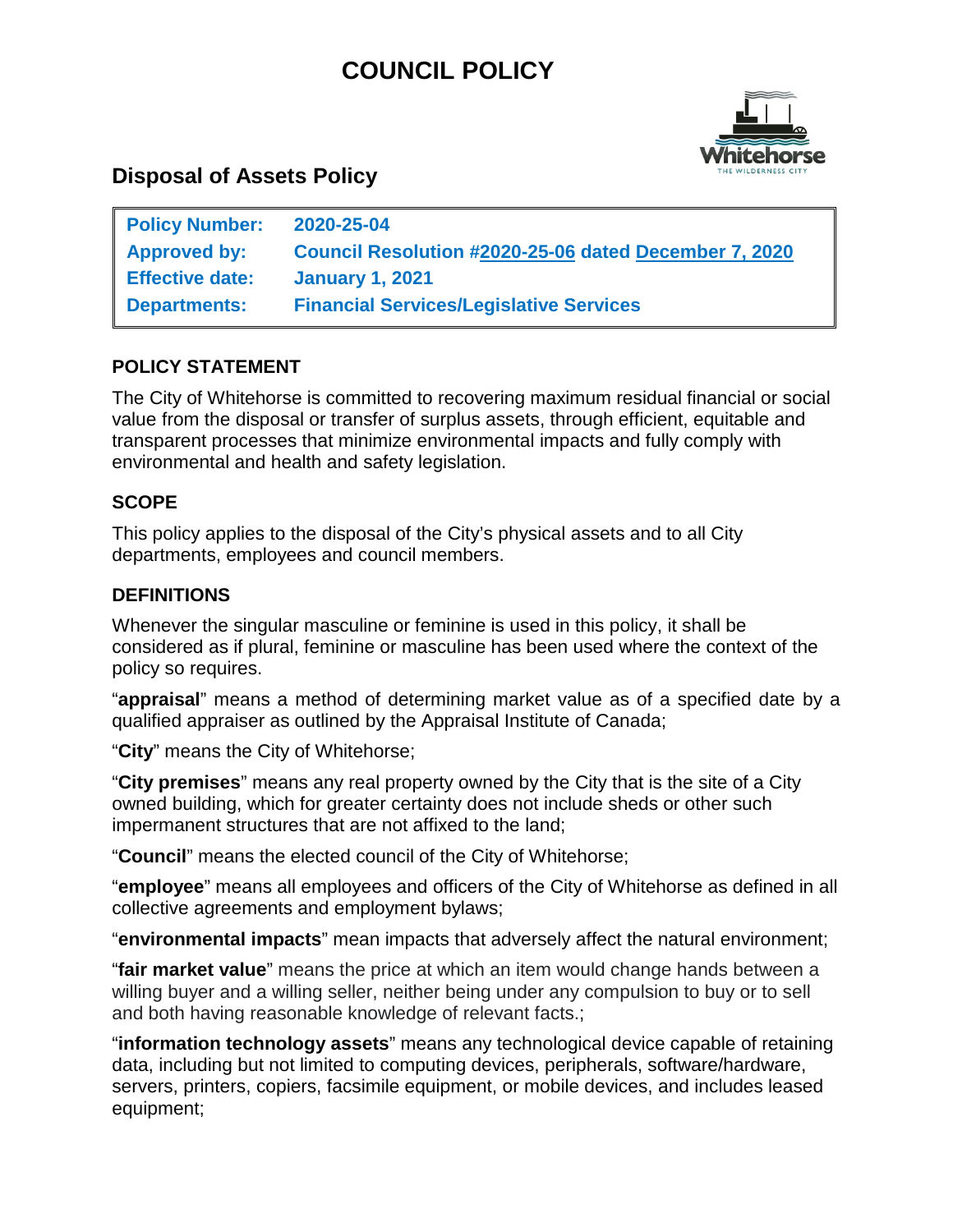# COUNCIL POLICY

## Disposal of Assets Policy

| | |
|---|---|
| **Policy Number:** | **2020-25-04** |
| **Approved by:** | **Council Resolution #2020-25-06 dated December 7, 2020** |
| **Effective date:** | **January 1, 2021** |
| **Departments:** | **Financial Services/Legislative Services** |

### POLICY STATEMENT

The City of Whitehorse is committed to recovering maximum residual financial or social value from the disposal or transfer of surplus assets, through efficient, equitable and transparent processes that minimize environmental impacts and fully comply with environmental and health and safety legislation.

### SCOPE

This policy applies to the disposal of the City's physical assets and to all City departments, employees and council members.

### DEFINITIONS

Whenever the singular masculine or feminine is used in this policy, it shall be considered as if plural, feminine or masculine has been used where the context of the policy so requires.

"**appraisal**" means a method of determining market value as of a specified date by a qualified appraiser as outlined by the Appraisal Institute of Canada;

"**City**" means the City of Whitehorse;

"**City premises**" means any real property owned by the City that is the site of a City owned building, which for greater certainty does not include sheds or other such impermanent structures that are not affixed to the land;

"**Council**" means the elected council of the City of Whitehorse;

"**employee**" means all employees and officers of the City of Whitehorse as defined in all collective agreements and employment bylaws;

"**environmental impacts**" mean impacts that adversely affect the natural environment;

"**fair market value**" means the price at which an item would change hands between a willing buyer and a willing seller, neither being under any compulsion to buy or to sell and both having reasonable knowledge of relevant facts.;

"**information technology assets**" means any technological device capable of retaining data, including but not limited to computing devices, peripherals, software/hardware, servers, printers, copiers, facsimile equipment, or mobile devices, and includes leased equipment;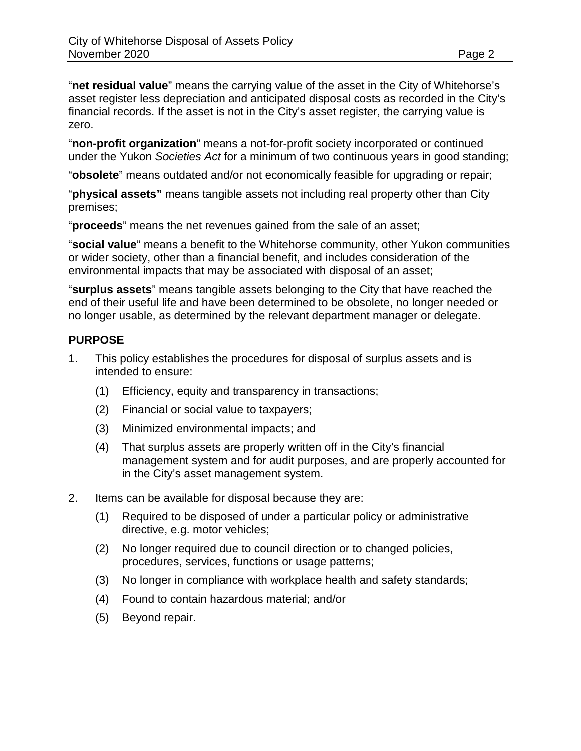"**net residual value**" means the carrying value of the asset in the City of Whitehorse's asset register less depreciation and anticipated disposal costs as recorded in the City's financial records. If the asset is not in the City's asset register, the carrying value is zero.

"**non-profit organization**" means a not-for-profit society incorporated or continued under the Yukon *Societies Act* for a minimum of two continuous years in good standing;

"**obsolete**" means outdated and/or not economically feasible for upgrading or repair;

"**physical assets"** means tangible assets not including real property other than City premises;

"**proceeds**" means the net revenues gained from the sale of an asset;

"**social value**" means a benefit to the Whitehorse community, other Yukon communities or wider society, other than a financial benefit, and includes consideration of the environmental impacts that may be associated with disposal of an asset;

"**surplus assets**" means tangible assets belonging to the City that have reached the end of their useful life and have been determined to be obsolete, no longer needed or no longer usable, as determined by the relevant department manager or delegate.

## PURPOSE

1. This policy establishes the procedures for disposal of surplus assets and is intended to ensure:
   (1) Efficiency, equity and transparency in transactions;
   (2) Financial or social value to taxpayers;
   (3) Minimized environmental impacts; and
   (4) That surplus assets are properly written off in the City's financial management system and for audit purposes, and are properly accounted for in the City's asset management system.
2. Items can be available for disposal because they are:
   (1) Required to be disposed of under a particular policy or administrative directive, e.g. motor vehicles;
   (2) No longer required due to council direction or to changed policies, procedures, services, functions or usage patterns;
   (3) No longer in compliance with workplace health and safety standards;
   (4) Found to contain hazardous material; and/or
   (5) Beyond repair.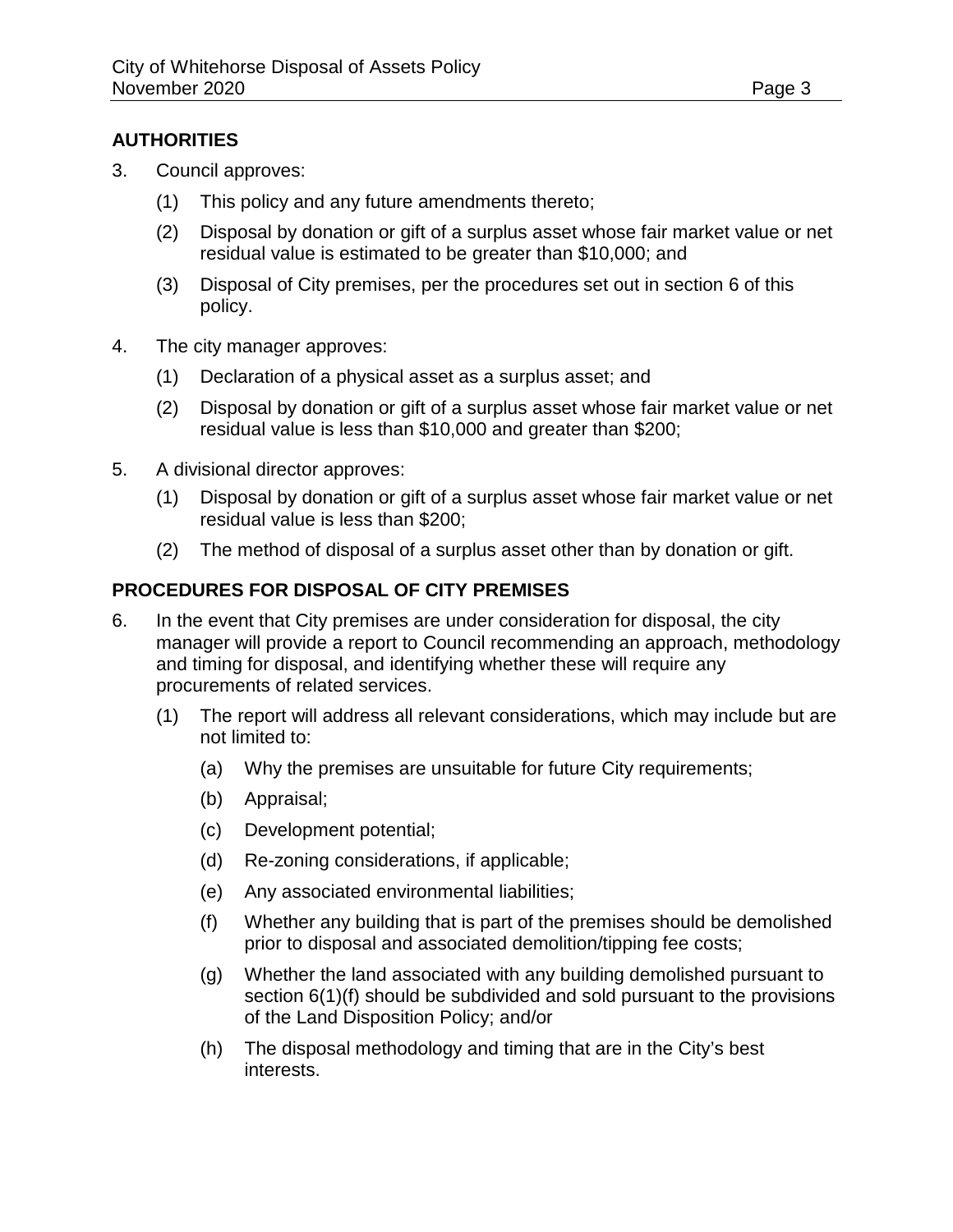## AUTHORITIES

3. Council approves:
   (1) This policy and any future amendments thereto;
   (2) Disposal by donation or gift of a surplus asset whose fair market value or net residual value is estimated to be greater than $10,000; and
   (3) Disposal of City premises, per the procedures set out in section 6 of this policy.

4. The city manager approves:
   (1) Declaration of a physical asset as a surplus asset; and
   (2) Disposal by donation or gift of a surplus asset whose fair market value or net residual value is less than $10,000 and greater than $200;

5. A divisional director approves:
   (1) Disposal by donation or gift of a surplus asset whose fair market value or net residual value is less than $200;
   (2) The method of disposal of a surplus asset other than by donation or gift.

## PROCEDURES FOR DISPOSAL OF CITY PREMISES

6. In the event that City premises are under consideration for disposal, the city manager will provide a report to Council recommending an approach, methodology and timing for disposal, and identifying whether these will require any procurements of related services.
   (1) The report will address all relevant considerations, which may include but are not limited to:
      (a) Why the premises are unsuitable for future City requirements;
      (b) Appraisal;
      (c) Development potential;
      (d) Re-zoning considerations, if applicable;
      (e) Any associated environmental liabilities;
      (f) Whether any building that is part of the premises should be demolished prior to disposal and associated demolition/tipping fee costs;
      (g) Whether the land associated with any building demolished pursuant to section 6(1)(f) should be subdivided and sold pursuant to the provisions of the Land Disposition Policy; and/or
      (h) The disposal methodology and timing that are in the City's best interests.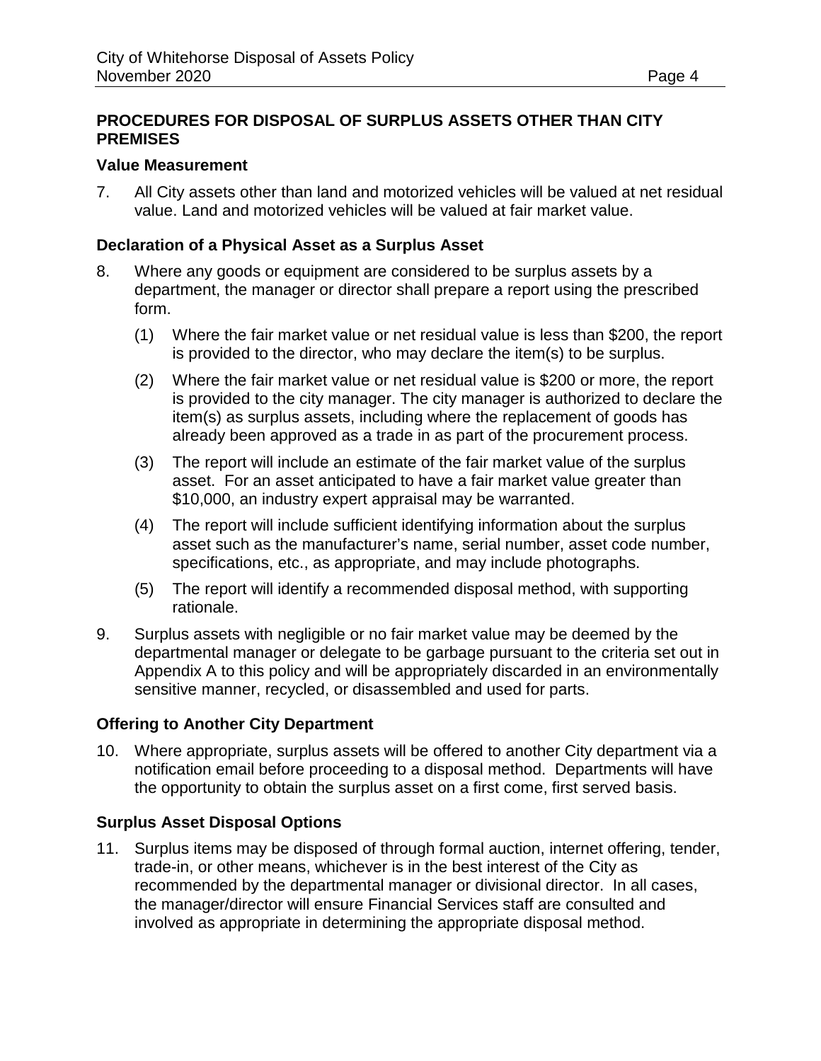## PROCEDURES FOR DISPOSAL OF SURPLUS ASSETS OTHER THAN CITY PREMISES

### Value Measurement

7. All City assets other than land and motorized vehicles will be valued at net residual value. Land and motorized vehicles will be valued at fair market value.

### Declaration of a Physical Asset as a Surplus Asset

8. Where any goods or equipment are considered to be surplus assets by a department, the manager or director shall prepare a report using the prescribed form.

   (1) Where the fair market value or net residual value is less than $200, the report is provided to the director, who may declare the item(s) to be surplus.

   (2) Where the fair market value or net residual value is $200 or more, the report is provided to the city manager. The city manager is authorized to declare the item(s) as surplus assets, including where the replacement of goods has already been approved as a trade in as part of the procurement process.

   (3) The report will include an estimate of the fair market value of the surplus asset. For an asset anticipated to have a fair market value greater than $10,000, an industry expert appraisal may be warranted.

   (4) The report will include sufficient identifying information about the surplus asset such as the manufacturer's name, serial number, asset code number, specifications, etc., as appropriate, and may include photographs.

   (5) The report will identify a recommended disposal method, with supporting rationale.

9. Surplus assets with negligible or no fair market value may be deemed by the departmental manager or delegate to be garbage pursuant to the criteria set out in Appendix A to this policy and will be appropriately discarded in an environmentally sensitive manner, recycled, or disassembled and used for parts.

### Offering to Another City Department

10. Where appropriate, surplus assets will be offered to another City department via a notification email before proceeding to a disposal method. Departments will have the opportunity to obtain the surplus asset on a first come, first served basis.

### Surplus Asset Disposal Options

11. Surplus items may be disposed of through formal auction, internet offering, tender, trade-in, or other means, whichever is in the best interest of the City as recommended by the departmental manager or divisional director. In all cases, the manager/director will ensure Financial Services staff are consulted and involved as appropriate in determining the appropriate disposal method.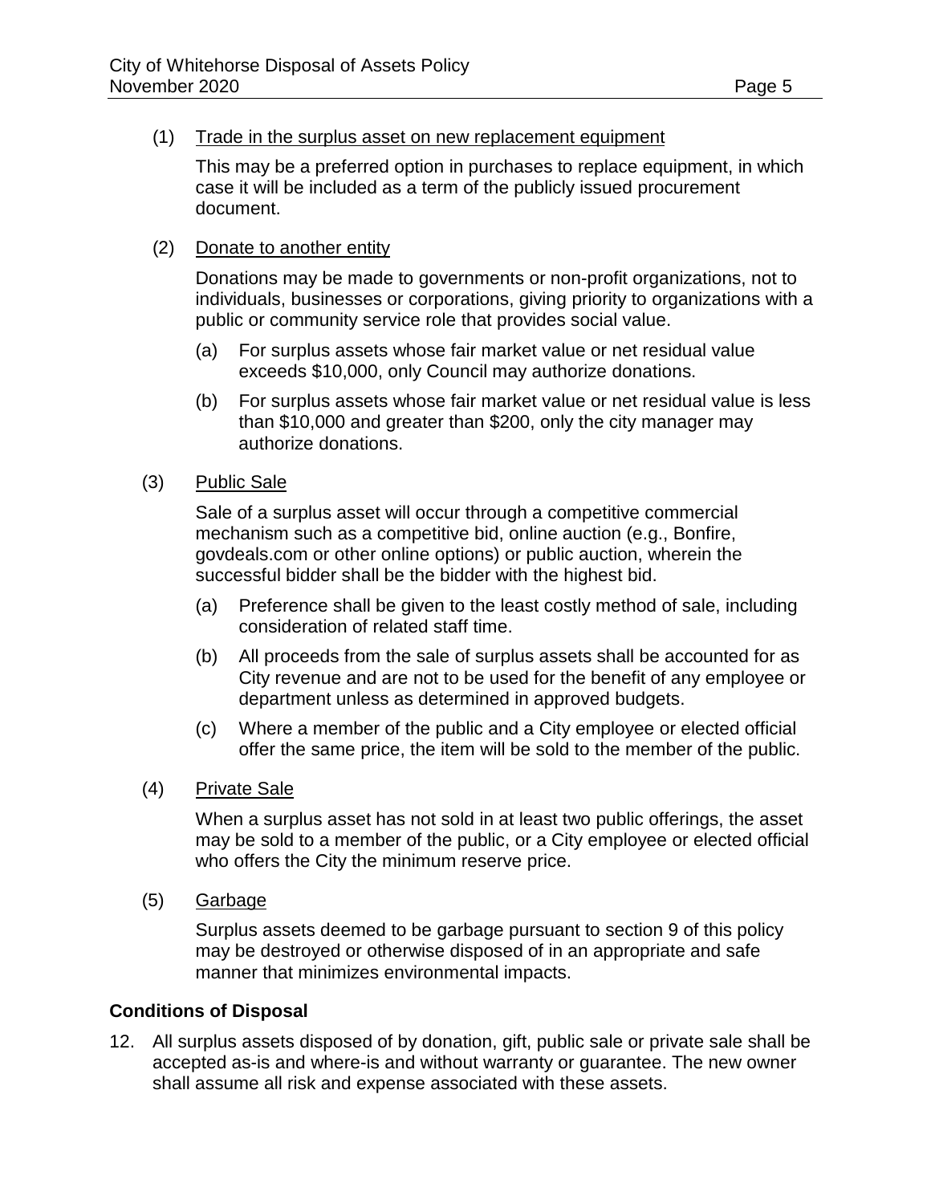(1) Trade in the surplus asset on new replacement equipment

This may be a preferred option in purchases to replace equipment, in which case it will be included as a term of the publicly issued procurement document.

(2) Donate to another entity

Donations may be made to governments or non-profit organizations, not to individuals, businesses or corporations, giving priority to organizations with a public or community service role that provides social value.

(a) For surplus assets whose fair market value or net residual value exceeds $10,000, only Council may authorize donations.

(b) For surplus assets whose fair market value or net residual value is less than $10,000 and greater than $200, only the city manager may authorize donations.

(3) Public Sale

Sale of a surplus asset will occur through a competitive commercial mechanism such as a competitive bid, online auction (e.g., Bonfire, govdeals.com or other online options) or public auction, wherein the successful bidder shall be the bidder with the highest bid.

(a) Preference shall be given to the least costly method of sale, including consideration of related staff time.

(b) All proceeds from the sale of surplus assets shall be accounted for as City revenue and are not to be used for the benefit of any employee or department unless as determined in approved budgets.

(c) Where a member of the public and a City employee or elected official offer the same price, the item will be sold to the member of the public.

(4) Private Sale

When a surplus asset has not sold in at least two public offerings, the asset may be sold to a member of the public, or a City employee or elected official who offers the City the minimum reserve price.

(5) Garbage

Surplus assets deemed to be garbage pursuant to section 9 of this policy may be destroyed or otherwise disposed of in an appropriate and safe manner that minimizes environmental impacts.

**Conditions of Disposal**

12. All surplus assets disposed of by donation, gift, public sale or private sale shall be accepted as-is and where-is and without warranty or guarantee. The new owner shall assume all risk and expense associated with these assets.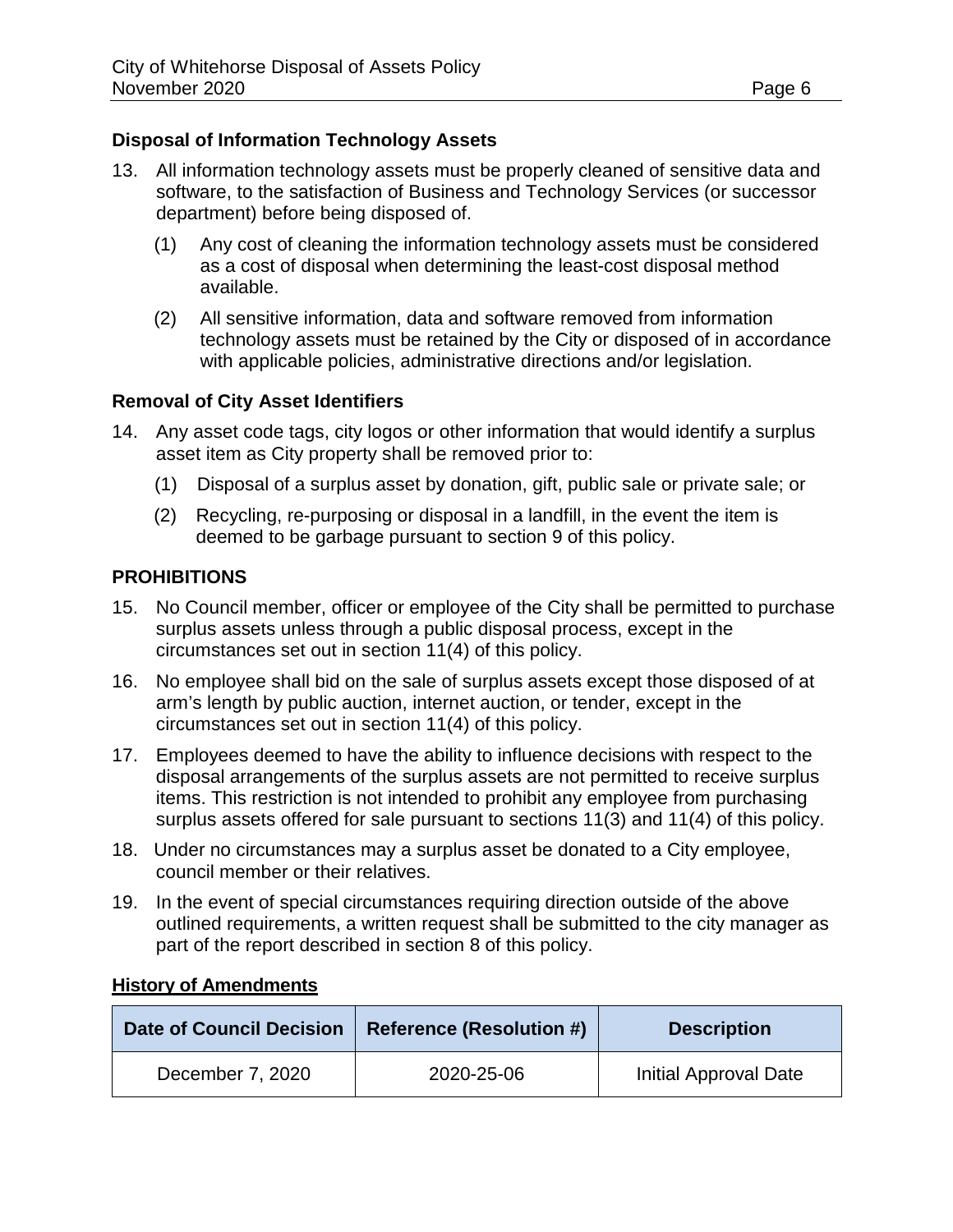### Disposal of Information Technology Assets

13. All information technology assets must be properly cleaned of sensitive data and software, to the satisfaction of Business and Technology Services (or successor department) before being disposed of.

    (1) Any cost of cleaning the information technology assets must be considered as a cost of disposal when determining the least-cost disposal method available.

    (2) All sensitive information, data and software removed from information technology assets must be retained by the City or disposed of in accordance with applicable policies, administrative directions and/or legislation.

### Removal of City Asset Identifiers

14. Any asset code tags, city logos or other information that would identify a surplus asset item as City property shall be removed prior to:

    (1) Disposal of a surplus asset by donation, gift, public sale or private sale; or

    (2) Recycling, re-purposing or disposal in a landfill, in the event the item is deemed to be garbage pursuant to section 9 of this policy.

## PROHIBITIONS

15. No Council member, officer or employee of the City shall be permitted to purchase surplus assets unless through a public disposal process, except in the circumstances set out in section 11(4) of this policy.

16. No employee shall bid on the sale of surplus assets except those disposed of at arm's length by public auction, internet auction, or tender, except in the circumstances set out in section 11(4) of this policy.

17. Employees deemed to have the ability to influence decisions with respect to the disposal arrangements of the surplus assets are not permitted to receive surplus items. This restriction is not intended to prohibit any employee from purchasing surplus assets offered for sale pursuant to sections 11(3) and 11(4) of this policy.

18. Under no circumstances may a surplus asset be donated to a City employee, council member or their relatives.

19. In the event of special circumstances requiring direction outside of the above outlined requirements, a written request shall be submitted to the city manager as part of the report described in section 8 of this policy.

**History of Amendments**

| Date of Council Decision | Reference (Resolution #) | Description |
|---|---|---|
| December 7, 2020 | 2020-25-06 | Initial Approval Date |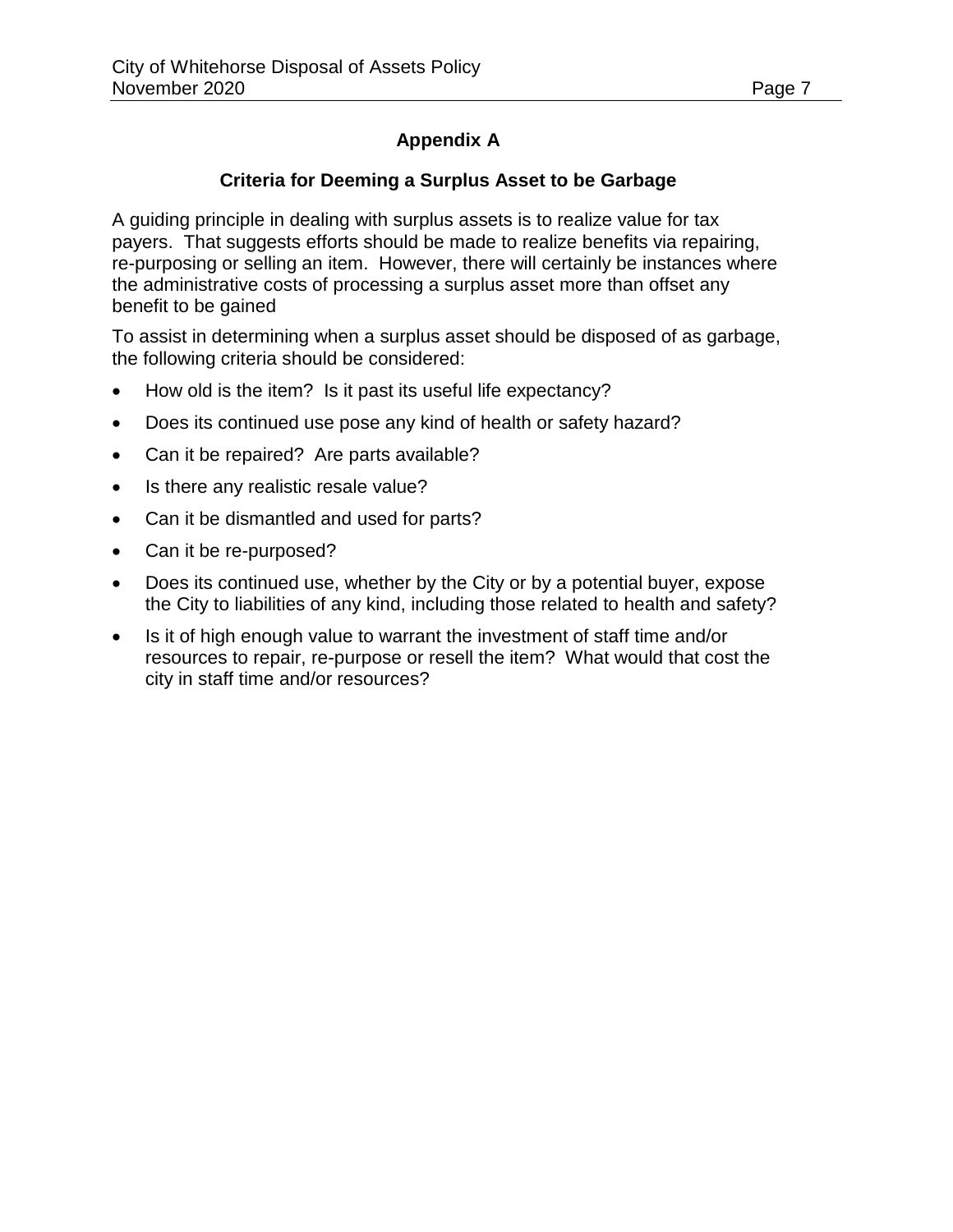## Appendix A

### Criteria for Deeming a Surplus Asset to be Garbage

A guiding principle in dealing with surplus assets is to realize value for tax payers. That suggests efforts should be made to realize benefits via repairing, re-purposing or selling an item. However, there will certainly be instances where the administrative costs of processing a surplus asset more than offset any benefit to be gained

To assist in determining when a surplus asset should be disposed of as garbage, the following criteria should be considered:

- How old is the item? Is it past its useful life expectancy?
- Does its continued use pose any kind of health or safety hazard?
- Can it be repaired? Are parts available?
- Is there any realistic resale value?
- Can it be dismantled and used for parts?
- Can it be re-purposed?
- Does its continued use, whether by the City or by a potential buyer, expose the City to liabilities of any kind, including those related to health and safety?
- Is it of high enough value to warrant the investment of staff time and/or resources to repair, re-purpose or resell the item? What would that cost the city in staff time and/or resources?